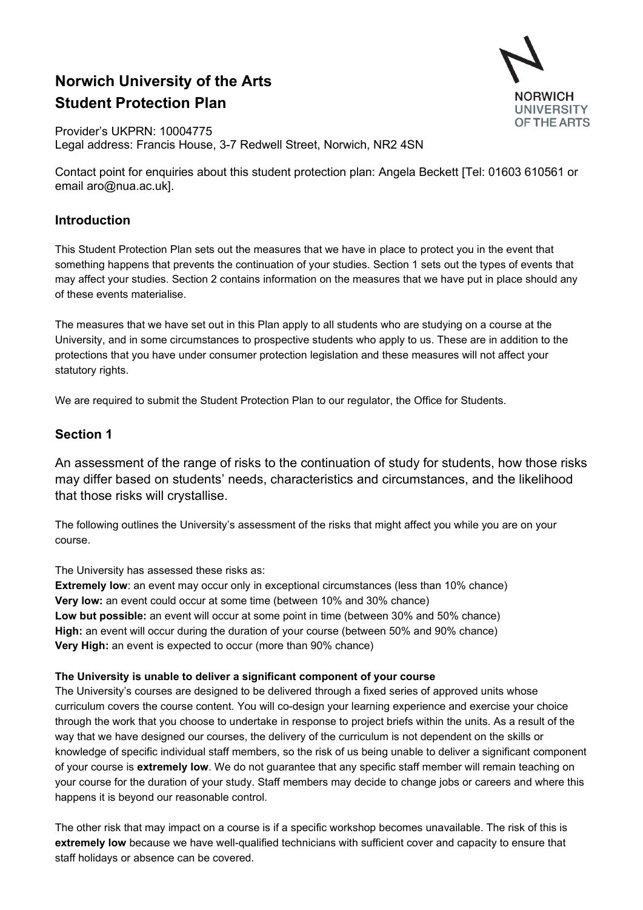# Norwich University of the Arts
# Student Protection Plan

Provider's UKPRN: 10004775
Legal address: Francis House, 3-7 Redwell Street, Norwich, NR2 4SN

Contact point for enquiries about this student protection plan: Angela Beckett [Tel: 01603 610561 or email aro@nua.ac.uk].

## Introduction

This Student Protection Plan sets out the measures that we have in place to protect you in the event that something happens that prevents the continuation of your studies. Section 1 sets out the types of events that may affect your studies. Section 2 contains information on the measures that we have put in place should any of these events materialise.

The measures that we have set out in this Plan apply to all students who are studying on a course at the University, and in some circumstances to prospective students who apply to us. These are in addition to the protections that you have under consumer protection legislation and these measures will not affect your statutory rights.

We are required to submit the Student Protection Plan to our regulator, the Office for Students.

## Section 1

An assessment of the range of risks to the continuation of study for students, how those risks may differ based on students' needs, characteristics and circumstances, and the likelihood that those risks will crystallise.

The following outlines the University's assessment of the risks that might affect you while you are on your course.

The University has assessed these risks as:
**Extremely low**: an event may occur only in exceptional circumstances (less than 10% chance)
**Very low:** an event could occur at some time (between 10% and 30% chance)
**Low but possible:** an event will occur at some point in time (between 30% and 50% chance)
**High:** an event will occur during the duration of your course (between 50% and 90% chance)
**Very High:** an event is expected to occur (more than 90% chance)

**The University is unable to deliver a significant component of your course**
The University's courses are designed to be delivered through a fixed series of approved units whose curriculum covers the course content. You will co-design your learning experience and exercise your choice through the work that you choose to undertake in response to project briefs within the units. As a result of the way that we have designed our courses, the delivery of the curriculum is not dependent on the skills or knowledge of specific individual staff members, so the risk of us being unable to deliver a significant component of your course is **extremely low**. We do not guarantee that any specific staff member will remain teaching on your course for the duration of your study. Staff members may decide to change jobs or careers and where this happens it is beyond our reasonable control.

The other risk that may impact on a course is if a specific workshop becomes unavailable. The risk of this is **extremely low** because we have well-qualified technicians with sufficient cover and capacity to ensure that staff holidays or absence can be covered.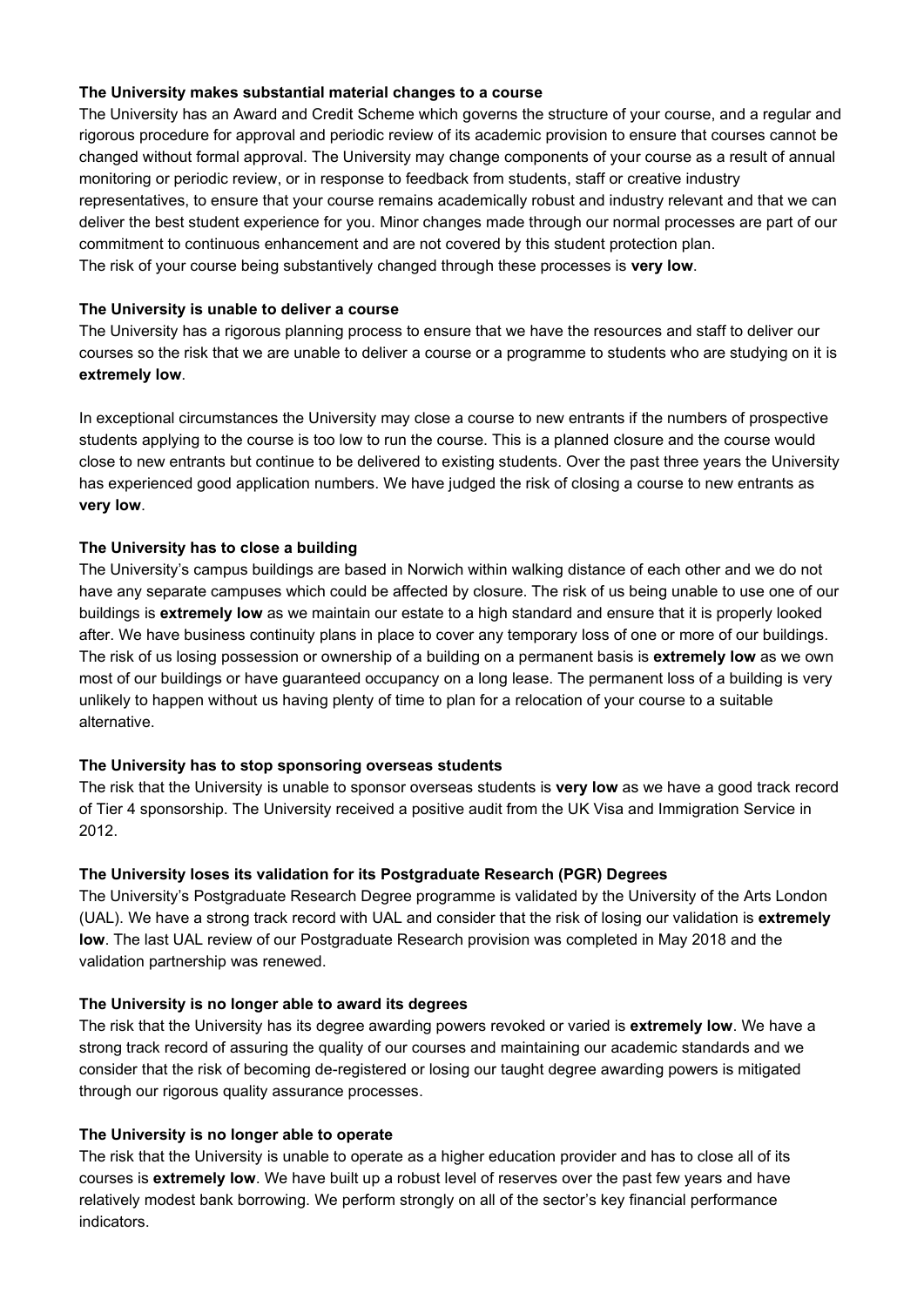**The University makes substantial material changes to a course**

The University has an Award and Credit Scheme which governs the structure of your course, and a regular and rigorous procedure for approval and periodic review of its academic provision to ensure that courses cannot be changed without formal approval. The University may change components of your course as a result of annual monitoring or periodic review, or in response to feedback from students, staff or creative industry representatives, to ensure that your course remains academically robust and industry relevant and that we can deliver the best student experience for you. Minor changes made through our normal processes are part of our commitment to continuous enhancement and are not covered by this student protection plan.
The risk of your course being substantively changed through these processes is **very low**.

**The University is unable to deliver a course**

The University has a rigorous planning process to ensure that we have the resources and staff to deliver our courses so the risk that we are unable to deliver a course or a programme to students who are studying on it is **extremely low**.

In exceptional circumstances the University may close a course to new entrants if the numbers of prospective students applying to the course is too low to run the course. This is a planned closure and the course would close to new entrants but continue to be delivered to existing students. Over the past three years the University has experienced good application numbers. We have judged the risk of closing a course to new entrants as **very low**.

**The University has to close a building**

The University's campus buildings are based in Norwich within walking distance of each other and we do not have any separate campuses which could be affected by closure. The risk of us being unable to use one of our buildings is **extremely low** as we maintain our estate to a high standard and ensure that it is properly looked after. We have business continuity plans in place to cover any temporary loss of one or more of our buildings. The risk of us losing possession or ownership of a building on a permanent basis is **extremely low** as we own most of our buildings or have guaranteed occupancy on a long lease. The permanent loss of a building is very unlikely to happen without us having plenty of time to plan for a relocation of your course to a suitable alternative.

**The University has to stop sponsoring overseas students**

The risk that the University is unable to sponsor overseas students is **very low** as we have a good track record of Tier 4 sponsorship. The University received a positive audit from the UK Visa and Immigration Service in 2012.

**The University loses its validation for its Postgraduate Research (PGR) Degrees**

The University's Postgraduate Research Degree programme is validated by the University of the Arts London (UAL). We have a strong track record with UAL and consider that the risk of losing our validation is **extremely low**. The last UAL review of our Postgraduate Research provision was completed in May 2018 and the validation partnership was renewed.

**The University is no longer able to award its degrees**

The risk that the University has its degree awarding powers revoked or varied is **extremely low**. We have a strong track record of assuring the quality of our courses and maintaining our academic standards and we consider that the risk of becoming de-registered or losing our taught degree awarding powers is mitigated through our rigorous quality assurance processes.

**The University is no longer able to operate**

The risk that the University is unable to operate as a higher education provider and has to close all of its courses is **extremely low**. We have built up a robust level of reserves over the past few years and have relatively modest bank borrowing. We perform strongly on all of the sector's key financial performance indicators.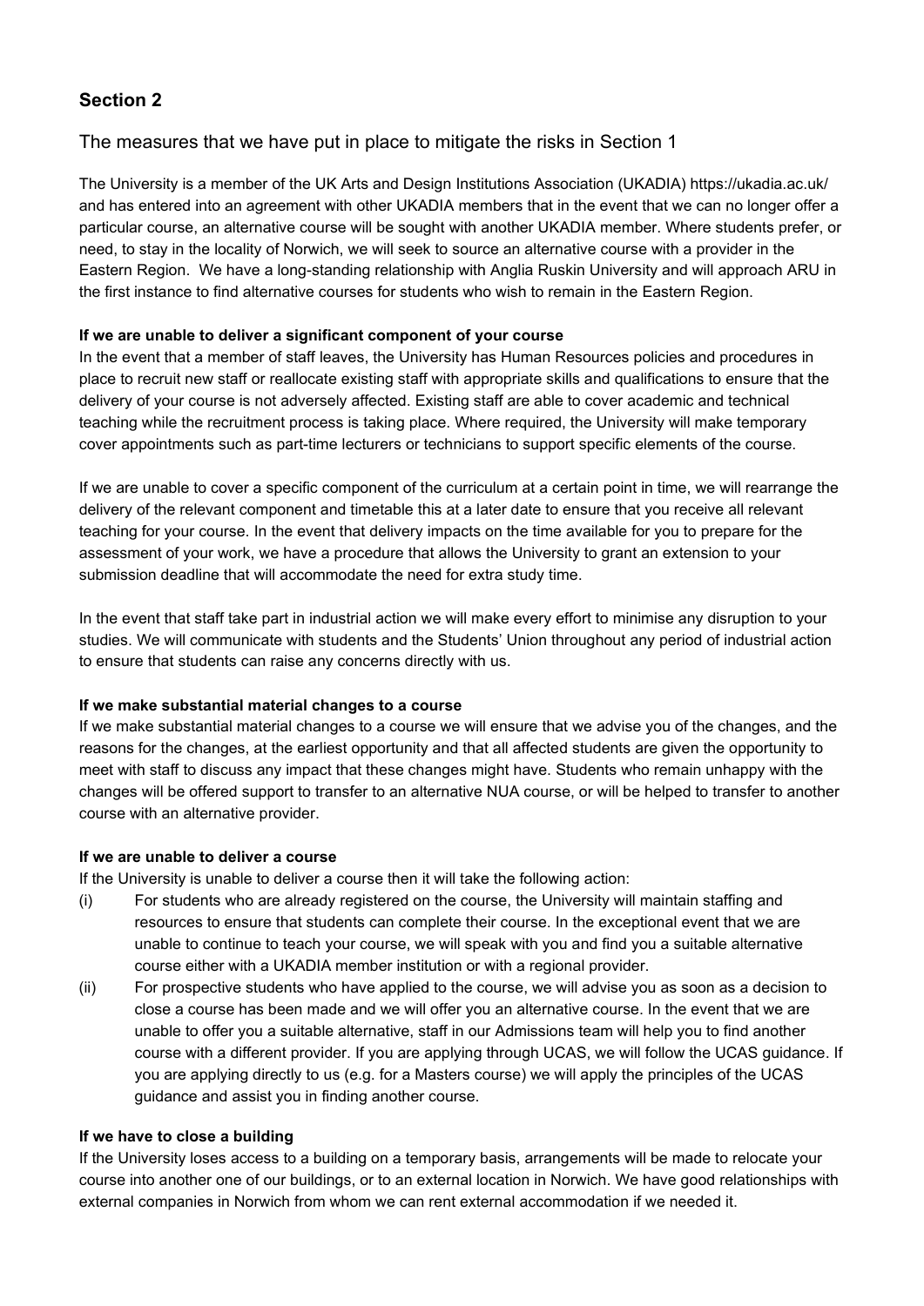## Section 2

### The measures that we have put in place to mitigate the risks in Section 1

The University is a member of the UK Arts and Design Institutions Association (UKADIA) https://ukadia.ac.uk/ and has entered into an agreement with other UKADIA members that in the event that we can no longer offer a particular course, an alternative course will be sought with another UKADIA member. Where students prefer, or need, to stay in the locality of Norwich, we will seek to source an alternative course with a provider in the Eastern Region. We have a long-standing relationship with Anglia Ruskin University and will approach ARU in the first instance to find alternative courses for students who wish to remain in the Eastern Region.

**If we are unable to deliver a significant component of your course**

In the event that a member of staff leaves, the University has Human Resources policies and procedures in place to recruit new staff or reallocate existing staff with appropriate skills and qualifications to ensure that the delivery of your course is not adversely affected. Existing staff are able to cover academic and technical teaching while the recruitment process is taking place. Where required, the University will make temporary cover appointments such as part-time lecturers or technicians to support specific elements of the course.

If we are unable to cover a specific component of the curriculum at a certain point in time, we will rearrange the delivery of the relevant component and timetable this at a later date to ensure that you receive all relevant teaching for your course. In the event that delivery impacts on the time available for you to prepare for the assessment of your work, we have a procedure that allows the University to grant an extension to your submission deadline that will accommodate the need for extra study time.

In the event that staff take part in industrial action we will make every effort to minimise any disruption to your studies. We will communicate with students and the Students' Union throughout any period of industrial action to ensure that students can raise any concerns directly with us.

**If we make substantial material changes to a course**

If we make substantial material changes to a course we will ensure that we advise you of the changes, and the reasons for the changes, at the earliest opportunity and that all affected students are given the opportunity to meet with staff to discuss any impact that these changes might have. Students who remain unhappy with the changes will be offered support to transfer to an alternative NUA course, or will be helped to transfer to another course with an alternative provider.

**If we are unable to deliver a course**

If the University is unable to deliver a course then it will take the following action:

(i) For students who are already registered on the course, the University will maintain staffing and resources to ensure that students can complete their course. In the exceptional event that we are unable to continue to teach your course, we will speak with you and find you a suitable alternative course either with a UKADIA member institution or with a regional provider.

(ii) For prospective students who have applied to the course, we will advise you as soon as a decision to close a course has been made and we will offer you an alternative course. In the event that we are unable to offer you a suitable alternative, staff in our Admissions team will help you to find another course with a different provider. If you are applying through UCAS, we will follow the UCAS guidance. If you are applying directly to us (e.g. for a Masters course) we will apply the principles of the UCAS guidance and assist you in finding another course.

**If we have to close a building**

If the University loses access to a building on a temporary basis, arrangements will be made to relocate your course into another one of our buildings, or to an external location in Norwich. We have good relationships with external companies in Norwich from whom we can rent external accommodation if we needed it.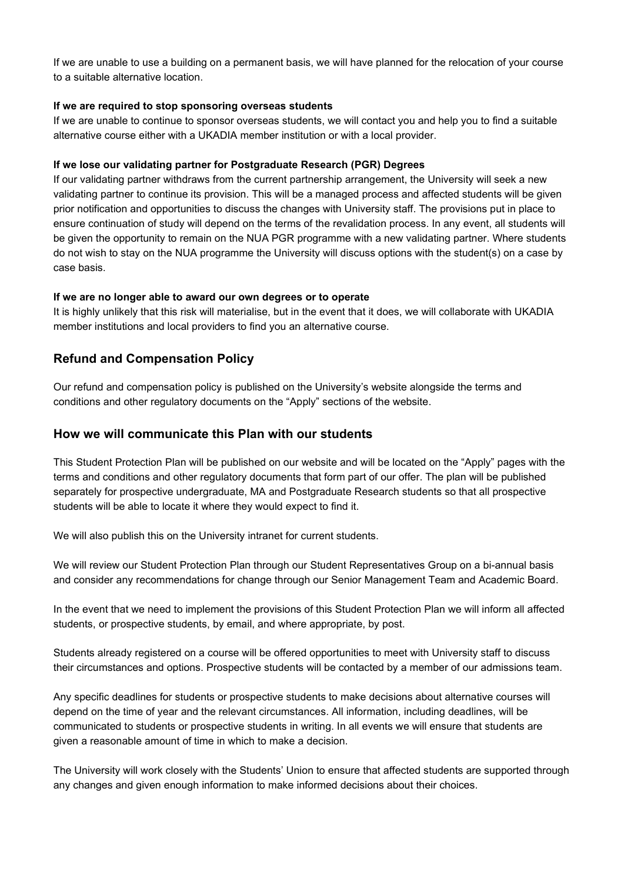If we are unable to use a building on a permanent basis, we will have planned for the relocation of your course to a suitable alternative location.

**If we are required to stop sponsoring overseas students**

If we are unable to continue to sponsor overseas students, we will contact you and help you to find a suitable alternative course either with a UKADIA member institution or with a local provider.

**If we lose our validating partner for Postgraduate Research (PGR) Degrees**

If our validating partner withdraws from the current partnership arrangement, the University will seek a new validating partner to continue its provision. This will be a managed process and affected students will be given prior notification and opportunities to discuss the changes with University staff. The provisions put in place to ensure continuation of study will depend on the terms of the revalidation process. In any event, all students will be given the opportunity to remain on the NUA PGR programme with a new validating partner. Where students do not wish to stay on the NUA programme the University will discuss options with the student(s) on a case by case basis.

**If we are no longer able to award our own degrees or to operate**

It is highly unlikely that this risk will materialise, but in the event that it does, we will collaborate with UKADIA member institutions and local providers to find you an alternative course.

## Refund and Compensation Policy

Our refund and compensation policy is published on the University's website alongside the terms and conditions and other regulatory documents on the "Apply" sections of the website.

## How we will communicate this Plan with our students

This Student Protection Plan will be published on our website and will be located on the "Apply" pages with the terms and conditions and other regulatory documents that form part of our offer. The plan will be published separately for prospective undergraduate, MA and Postgraduate Research students so that all prospective students will be able to locate it where they would expect to find it.

We will also publish this on the University intranet for current students.

We will review our Student Protection Plan through our Student Representatives Group on a bi-annual basis and consider any recommendations for change through our Senior Management Team and Academic Board.

In the event that we need to implement the provisions of this Student Protection Plan we will inform all affected students, or prospective students, by email, and where appropriate, by post.

Students already registered on a course will be offered opportunities to meet with University staff to discuss their circumstances and options. Prospective students will be contacted by a member of our admissions team.

Any specific deadlines for students or prospective students to make decisions about alternative courses will depend on the time of year and the relevant circumstances. All information, including deadlines, will be communicated to students or prospective students in writing. In all events we will ensure that students are given a reasonable amount of time in which to make a decision.

The University will work closely with the Students' Union to ensure that affected students are supported through any changes and given enough information to make informed decisions about their choices.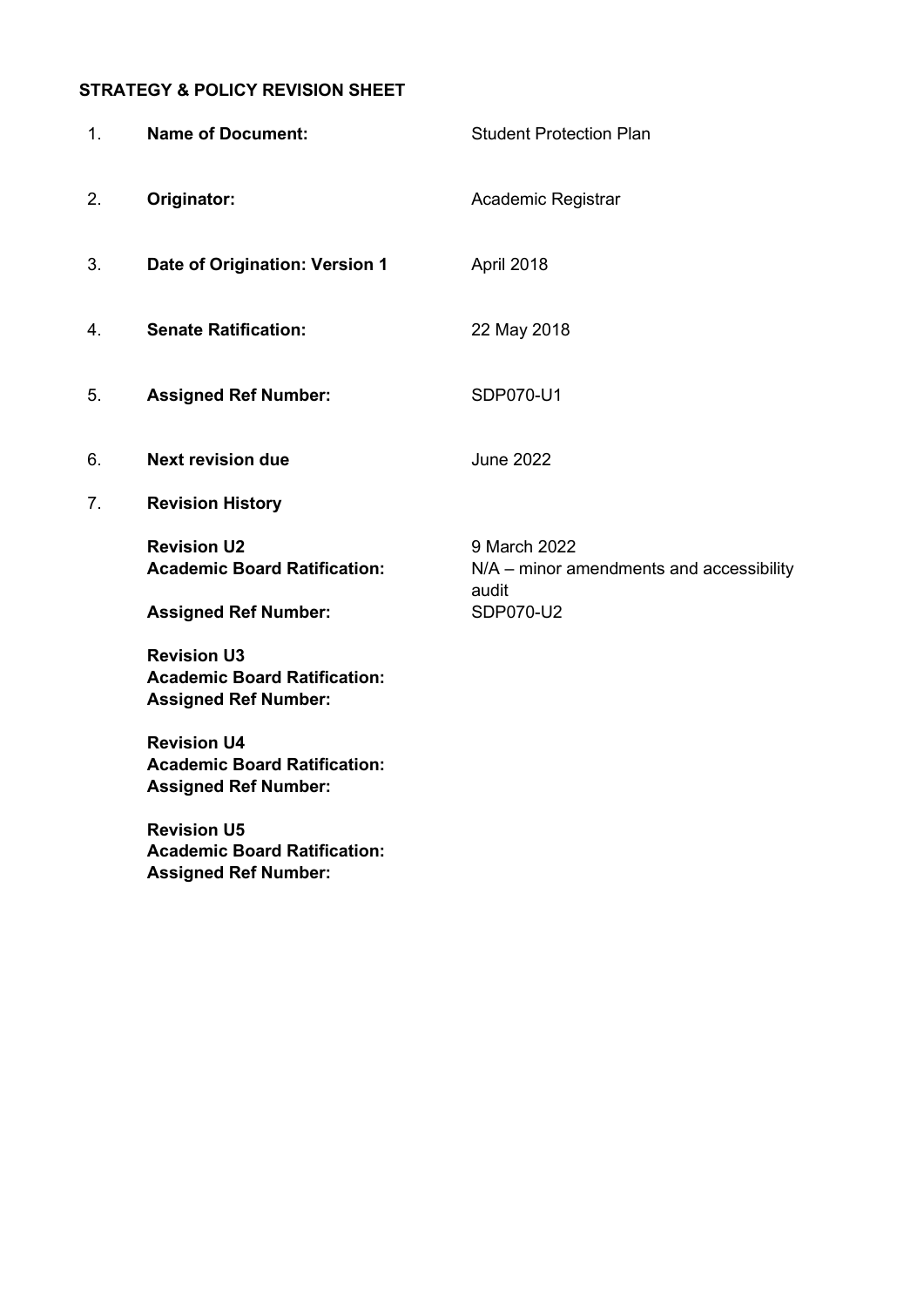**STRATEGY & POLICY REVISION SHEET**

| | | |
|---|---|---|
| 1. | **Name of Document:** | Student Protection Plan |
| 2. | **Originator:** | Academic Registrar |
| 3. | **Date of Origination: Version 1** | April 2018 |
| 4. | **Senate Ratification:** | 22 May 2018 |
| 5. | **Assigned Ref Number:** | SDP070-U1 |
| 6. | **Next revision due** | June 2022 |
| 7. | **Revision History** | |
| | **Revision U2** | 9 March 2022 |
| | **Academic Board Ratification:** | N/A – minor amendments and accessibility audit |
| | **Assigned Ref Number:** | SDP070-U2 |
| | **Revision U3** | |
| | **Academic Board Ratification:** | |
| | **Assigned Ref Number:** | |
| | **Revision U4** | |
| | **Academic Board Ratification:** | |
| | **Assigned Ref Number:** | |
| | **Revision U5** | |
| | **Academic Board Ratification:** | |
| | **Assigned Ref Number:** | |